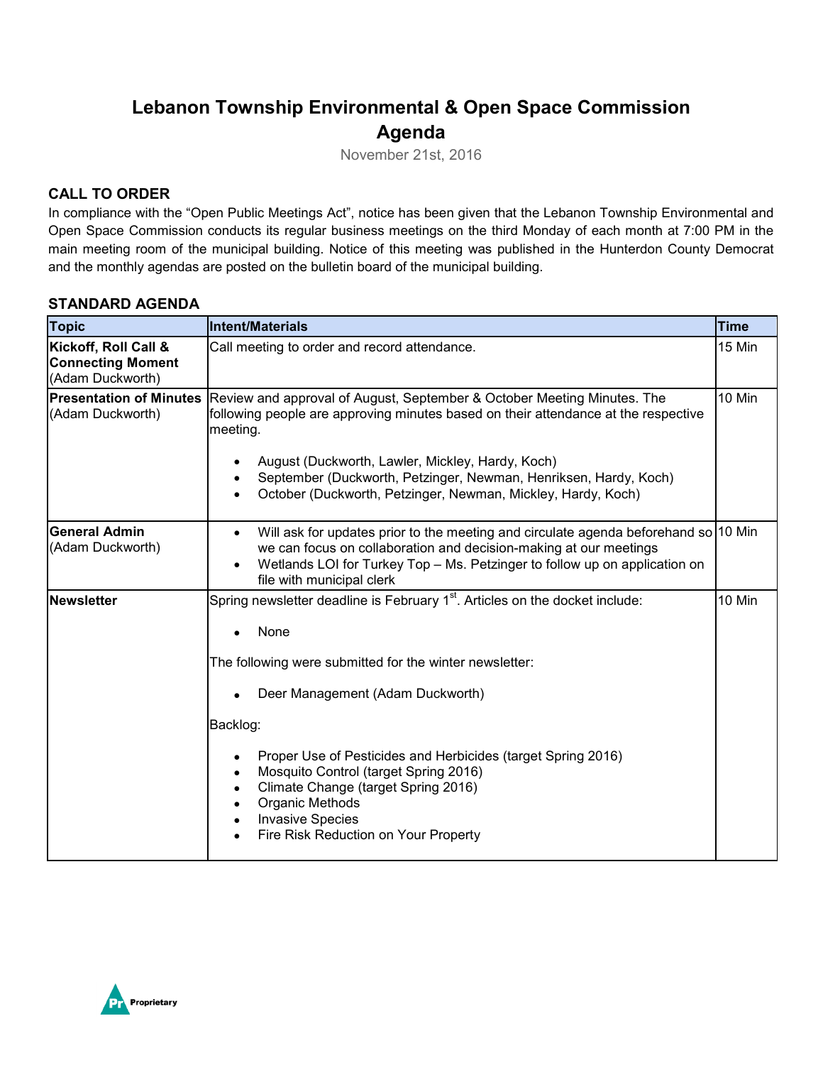# Lebanon Township Environmental & Open Space Commission Agenda

November 21st, 2016

## CALL TO ORDER

In compliance with the "Open Public Meetings Act", notice has been given that the Lebanon Township Environmental and Open Space Commission conducts its regular business meetings on the third Monday of each month at 7:00 PM in the main meeting room of the municipal building. Notice of this meeting was published in the Hunterdon County Democrat and the monthly agendas are posted on the bulletin board of the municipal building.

## STANDARD AGENDA

| Topic | Intent/Materials | Time |
|---|---|---|
| **Kickoff, Roll Call & Connecting Moment** (Adam Duckworth) | Call meeting to order and record attendance. | 15 Min |
| **Presentation of Minutes** (Adam Duckworth) | Review and approval of August, September & October Meeting Minutes. The following people are approving minutes based on their attendance at the respective meeting.<br>• August (Duckworth, Lawler, Mickley, Hardy, Koch)<br>• September (Duckworth, Petzinger, Newman, Henriksen, Hardy, Koch)<br>• October (Duckworth, Petzinger, Newman, Mickley, Hardy, Koch) | 10 Min |
| **General Admin** (Adam Duckworth) | • Will ask for updates prior to the meeting and circulate agenda beforehand so we can focus on collaboration and decision-making at our meetings<br>• Wetlands LOI for Turkey Top – Ms. Petzinger to follow up on application on file with municipal clerk | 10 Min |
| **Newsletter** | Spring newsletter deadline is February 1st. Articles on the docket include:<br>• None<br><br>The following were submitted for the winter newsletter:<br>• Deer Management (Adam Duckworth)<br><br>Backlog:<br>• Proper Use of Pesticides and Herbicides (target Spring 2016)<br>• Mosquito Control (target Spring 2016)<br>• Climate Change (target Spring 2016)<br>• Organic Methods<br>• Invasive Species<br>• Fire Risk Reduction on Your Property | 10 Min |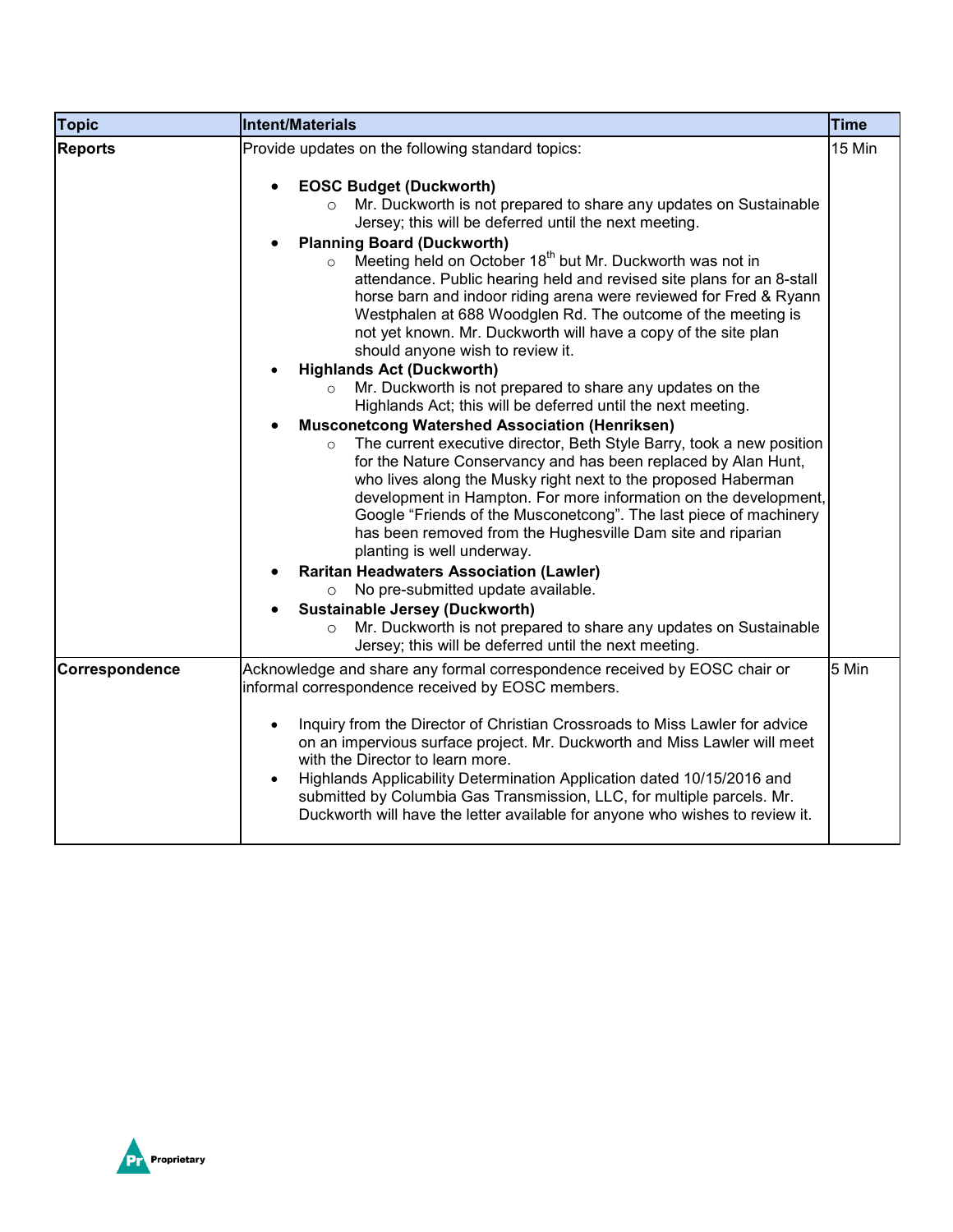| Topic | Intent/Materials | Time |
|---|---|---|
| **Reports** | Provide updates on the following standard topics:<br><br>• **EOSC Budget (Duckworth)**<br>  ○ Mr. Duckworth is not prepared to share any updates on Sustainable Jersey; this will be deferred until the next meeting.<br>• **Planning Board (Duckworth)**<br>  ○ Meeting held on October 18th but Mr. Duckworth was not in attendance. Public hearing held and revised site plans for an 8-stall horse barn and indoor riding arena were reviewed for Fred & Ryann Westphalen at 688 Woodglen Rd. The outcome of the meeting is not yet known. Mr. Duckworth will have a copy of the site plan should anyone wish to review it.<br>• **Highlands Act (Duckworth)**<br>  ○ Mr. Duckworth is not prepared to share any updates on the Highlands Act; this will be deferred until the next meeting.<br>• **Musconetcong Watershed Association (Henriksen)**<br>  ○ The current executive director, Beth Style Barry, took a new position for the Nature Conservancy and has been replaced by Alan Hunt, who lives along the Musky right next to the proposed Haberman development in Hampton. For more information on the development, Google "Friends of the Musconetcong". The last piece of machinery has been removed from the Hughesville Dam site and riparian planting is well underway.<br>• **Raritan Headwaters Association (Lawler)**<br>  ○ No pre-submitted update available.<br>• **Sustainable Jersey (Duckworth)**<br>  ○ Mr. Duckworth is not prepared to share any updates on Sustainable Jersey; this will be deferred until the next meeting. | 15 Min |
| **Correspondence** | Acknowledge and share any formal correspondence received by EOSC chair or informal correspondence received by EOSC members.<br><br>• Inquiry from the Director of Christian Crossroads to Miss Lawler for advice on an impervious surface project. Mr. Duckworth and Miss Lawler will meet with the Director to learn more.<br>• Highlands Applicability Determination Application dated 10/15/2016 and submitted by Columbia Gas Transmission, LLC, for multiple parcels. Mr. Duckworth will have the letter available for anyone who wishes to review it. | 5 Min |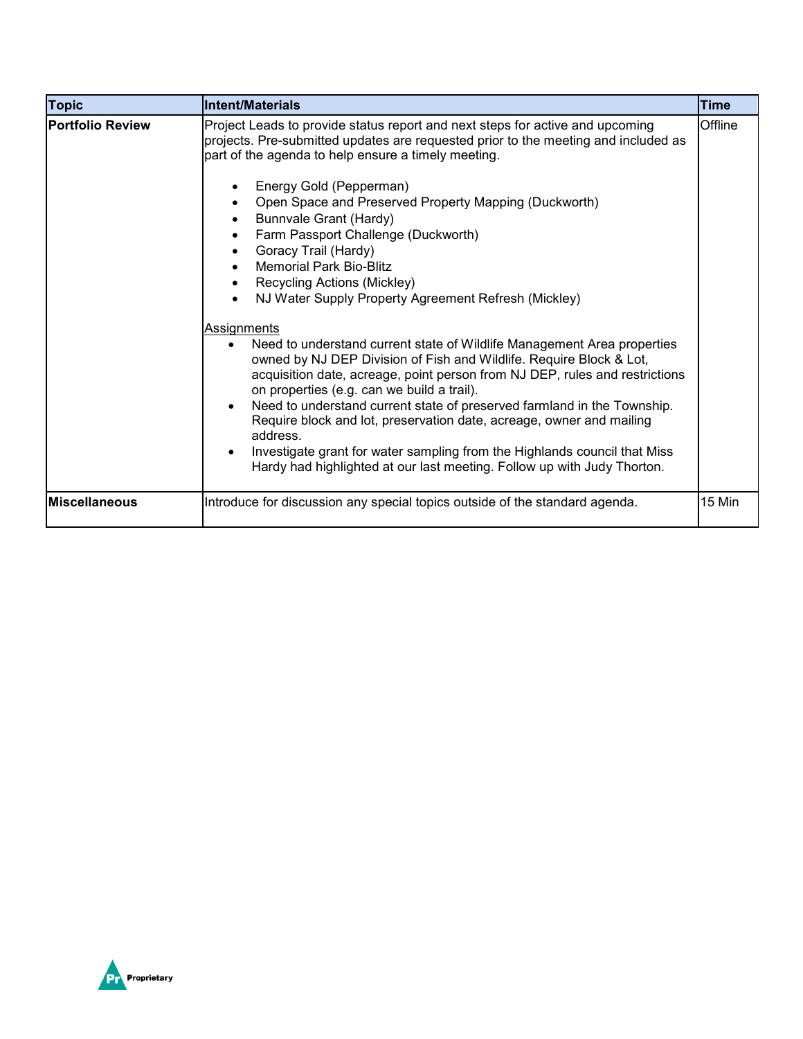| Topic | Intent/Materials | Time |
|---|---|---|
| **Portfolio Review** | Project Leads to provide status report and next steps for active and upcoming projects. Pre-submitted updates are requested prior to the meeting and included as part of the agenda to help ensure a timely meeting.<br><br>• Energy Gold (Pepperman)<br>• Open Space and Preserved Property Mapping (Duckworth)<br>• Bunnvale Grant (Hardy)<br>• Farm Passport Challenge (Duckworth)<br>• Goracy Trail (Hardy)<br>• Memorial Park Bio-Blitz<br>• Recycling Actions (Mickley)<br>• NJ Water Supply Property Agreement Refresh (Mickley)<br><br><u>Assignments</u><br>• Need to understand current state of Wildlife Management Area properties owned by NJ DEP Division of Fish and Wildlife. Require Block & Lot, acquisition date, acreage, point person from NJ DEP, rules and restrictions on properties (e.g. can we build a trail).<br>• Need to understand current state of preserved farmland in the Township. Require block and lot, preservation date, acreage, owner and mailing address.<br>• Investigate grant for water sampling from the Highlands council that Miss Hardy had highlighted at our last meeting. Follow up with Judy Thorton. | Offline |
| **Miscellaneous** | Introduce for discussion any special topics outside of the standard agenda. | 15 Min |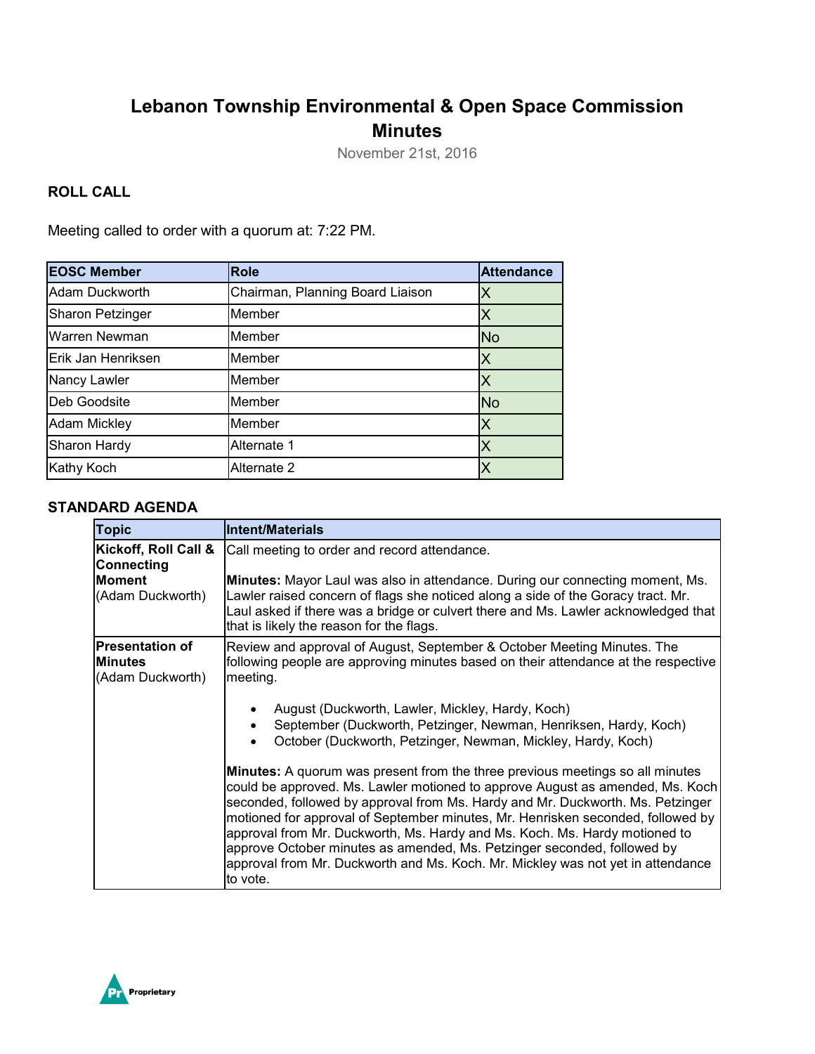# Lebanon Township Environmental & Open Space Commission Minutes

November 21st, 2016

## ROLL CALL

Meeting called to order with a quorum at: 7:22 PM.

| EOSC Member | Role | Attendance |
|---|---|---|
| Adam Duckworth | Chairman, Planning Board Liaison | X |
| Sharon Petzinger | Member | X |
| Warren Newman | Member | No |
| Erik Jan Henriksen | Member | X |
| Nancy Lawler | Member | X |
| Deb Goodsite | Member | No |
| Adam Mickley | Member | X |
| Sharon Hardy | Alternate 1 | X |
| Kathy Koch | Alternate 2 | X |

## STANDARD AGENDA

| Topic | Intent/Materials |
|---|---|
| **Kickoff, Roll Call & Connecting Moment** (Adam Duckworth) | Call meeting to order and record attendance.<br><br>**Minutes:** Mayor Laul was also in attendance. During our connecting moment, Ms. Lawler raised concern of flags she noticed along a side of the Goracy tract. Mr. Laul asked if there was a bridge or culvert there and Ms. Lawler acknowledged that that is likely the reason for the flags. |
| **Presentation of Minutes** (Adam Duckworth) | Review and approval of August, September & October Meeting Minutes. The following people are approving minutes based on their attendance at the respective meeting.<br><br>• August (Duckworth, Lawler, Mickley, Hardy, Koch)<br>• September (Duckworth, Petzinger, Newman, Henriksen, Hardy, Koch)<br>• October (Duckworth, Petzinger, Newman, Mickley, Hardy, Koch)<br><br>**Minutes:** A quorum was present from the three previous meetings so all minutes could be approved. Ms. Lawler motioned to approve August as amended, Ms. Koch seconded, followed by approval from Ms. Hardy and Mr. Duckworth. Ms. Petzinger motioned for approval of September minutes, Mr. Henrisken seconded, followed by approval from Mr. Duckworth, Ms. Hardy and Ms. Koch. Ms. Hardy motioned to approve October minutes as amended, Ms. Petzinger seconded, followed by approval from Mr. Duckworth and Ms. Koch. Mr. Mickley was not yet in attendance to vote. |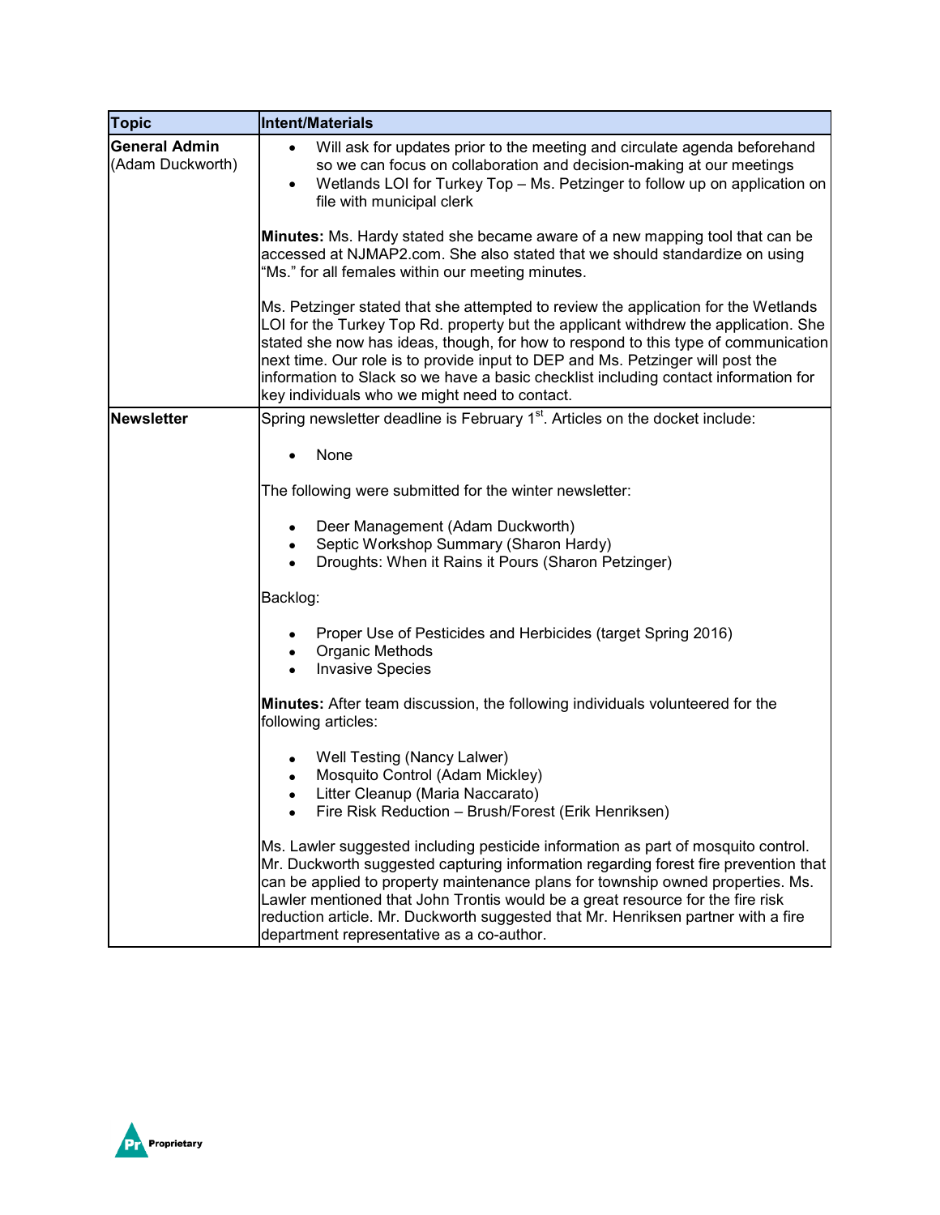| Topic | Intent/Materials |
|---|---|
| **General Admin** (Adam Duckworth) | • Will ask for updates prior to the meeting and circulate agenda beforehand so we can focus on collaboration and decision-making at our meetings<br>• Wetlands LOI for Turkey Top – Ms. Petzinger to follow up on application on file with municipal clerk<br><br>**Minutes:** Ms. Hardy stated she became aware of a new mapping tool that can be accessed at NJMAP2.com. She also stated that we should standardize on using "Ms." for all females within our meeting minutes.<br><br>Ms. Petzinger stated that she attempted to review the application for the Wetlands LOI for the Turkey Top Rd. property but the applicant withdrew the application. She stated she now has ideas, though, for how to respond to this type of communication next time. Our role is to provide input to DEP and Ms. Petzinger will post the information to Slack so we have a basic checklist including contact information for key individuals who we might need to contact. |
| **Newsletter** | Spring newsletter deadline is February 1st. Articles on the docket include:<br><br>• None<br><br>The following were submitted for the winter newsletter:<br><br>• Deer Management (Adam Duckworth)<br>• Septic Workshop Summary (Sharon Hardy)<br>• Droughts: When it Rains it Pours (Sharon Petzinger)<br><br>Backlog:<br><br>• Proper Use of Pesticides and Herbicides (target Spring 2016)<br>• Organic Methods<br>• Invasive Species<br><br>**Minutes:** After team discussion, the following individuals volunteered for the following articles:<br><br>• Well Testing (Nancy Lalwer)<br>• Mosquito Control (Adam Mickley)<br>• Litter Cleanup (Maria Naccarato)<br>• Fire Risk Reduction – Brush/Forest (Erik Henriksen)<br><br>Ms. Lawler suggested including pesticide information as part of mosquito control. Mr. Duckworth suggested capturing information regarding forest fire prevention that can be applied to property maintenance plans for township owned properties. Ms. Lawler mentioned that John Trontis would be a great resource for the fire risk reduction article. Mr. Duckworth suggested that Mr. Henriksen partner with a fire department representative as a co-author. |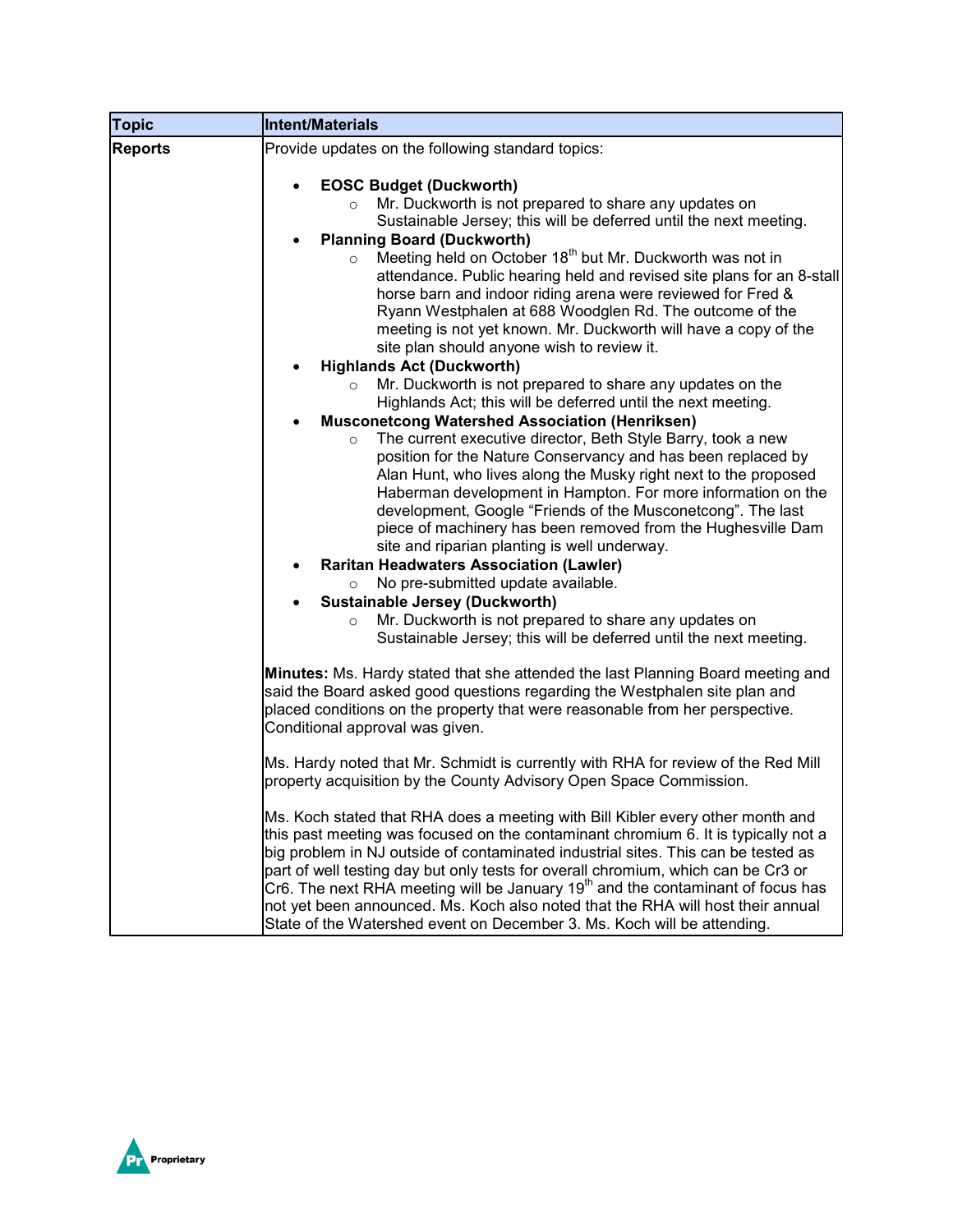| Topic | Intent/Materials |
| --- | --- |
| **Reports** | Provide updates on the following standard topics:<br><br>• **EOSC Budget (Duckworth)**<br>&nbsp;&nbsp;&nbsp;&nbsp;○ Mr. Duckworth is not prepared to share any updates on Sustainable Jersey; this will be deferred until the next meeting.<br>• **Planning Board (Duckworth)**<br>&nbsp;&nbsp;&nbsp;&nbsp;○ Meeting held on October 18th but Mr. Duckworth was not in attendance. Public hearing held and revised site plans for an 8-stall horse barn and indoor riding arena were reviewed for Fred & Ryann Westphalen at 688 Woodglen Rd. The outcome of the meeting is not yet known. Mr. Duckworth will have a copy of the site plan should anyone wish to review it.<br>• **Highlands Act (Duckworth)**<br>&nbsp;&nbsp;&nbsp;&nbsp;○ Mr. Duckworth is not prepared to share any updates on the Highlands Act; this will be deferred until the next meeting.<br>• **Musconetcong Watershed Association (Henriksen)**<br>&nbsp;&nbsp;&nbsp;&nbsp;○ The current executive director, Beth Style Barry, took a new position for the Nature Conservancy and has been replaced by Alan Hunt, who lives along the Musky right next to the proposed Haberman development in Hampton. For more information on the development, Google "Friends of the Musconetcong". The last piece of machinery has been removed from the Hughesville Dam site and riparian planting is well underway.<br>• **Raritan Headwaters Association (Lawler)**<br>&nbsp;&nbsp;&nbsp;&nbsp;○ No pre-submitted update available.<br>• **Sustainable Jersey (Duckworth)**<br>&nbsp;&nbsp;&nbsp;&nbsp;○ Mr. Duckworth is not prepared to share any updates on Sustainable Jersey; this will be deferred until the next meeting.<br><br>**Minutes:** Ms. Hardy stated that she attended the last Planning Board meeting and said the Board asked good questions regarding the Westphalen site plan and placed conditions on the property that were reasonable from her perspective. Conditional approval was given.<br><br>Ms. Hardy noted that Mr. Schmidt is currently with RHA for review of the Red Mill property acquisition by the County Advisory Open Space Commission.<br><br>Ms. Koch stated that RHA does a meeting with Bill Kibler every other month and this past meeting was focused on the contaminant chromium 6. It is typically not a big problem in NJ outside of contaminated industrial sites. This can be tested as part of well testing day but only tests for overall chromium, which can be Cr3 or Cr6. The next RHA meeting will be January 19th and the contaminant of focus has not yet been announced. Ms. Koch also noted that the RHA will host their annual State of the Watershed event on December 3. Ms. Koch will be attending. |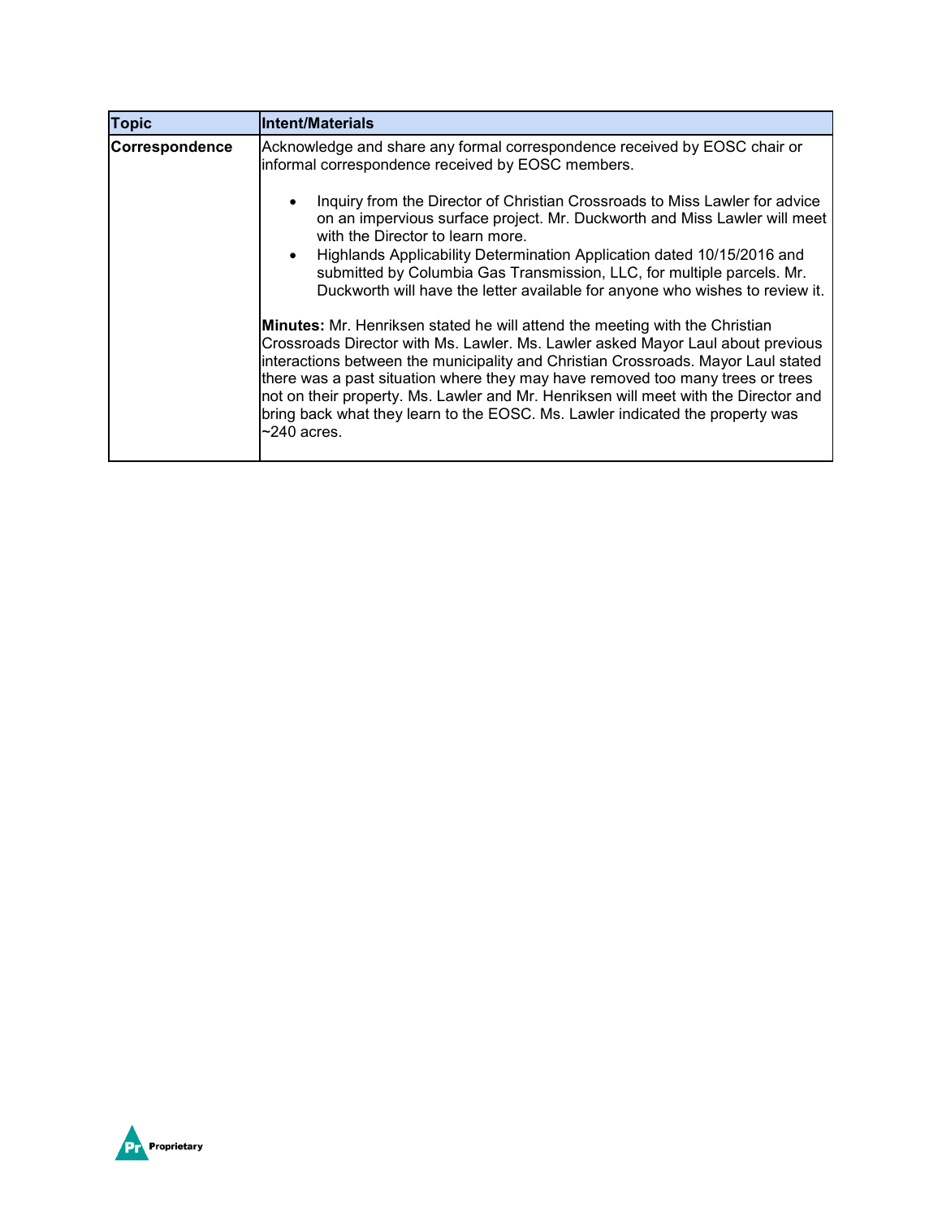| Topic | Intent/Materials |
| --- | --- |
| **Correspondence** | Acknowledge and share any formal correspondence received by EOSC chair or informal correspondence received by EOSC members.<br><br>• Inquiry from the Director of Christian Crossroads to Miss Lawler for advice on an impervious surface project. Mr. Duckworth and Miss Lawler will meet with the Director to learn more.<br>• Highlands Applicability Determination Application dated 10/15/2016 and submitted by Columbia Gas Transmission, LLC, for multiple parcels. Mr. Duckworth will have the letter available for anyone who wishes to review it.<br><br>**Minutes:** Mr. Henriksen stated he will attend the meeting with the Christian Crossroads Director with Ms. Lawler. Ms. Lawler asked Mayor Laul about previous interactions between the municipality and Christian Crossroads. Mayor Laul stated there was a past situation where they may have removed too many trees or trees not on their property. Ms. Lawler and Mr. Henriksen will meet with the Director and bring back what they learn to the EOSC. Ms. Lawler indicated the property was ~240 acres. |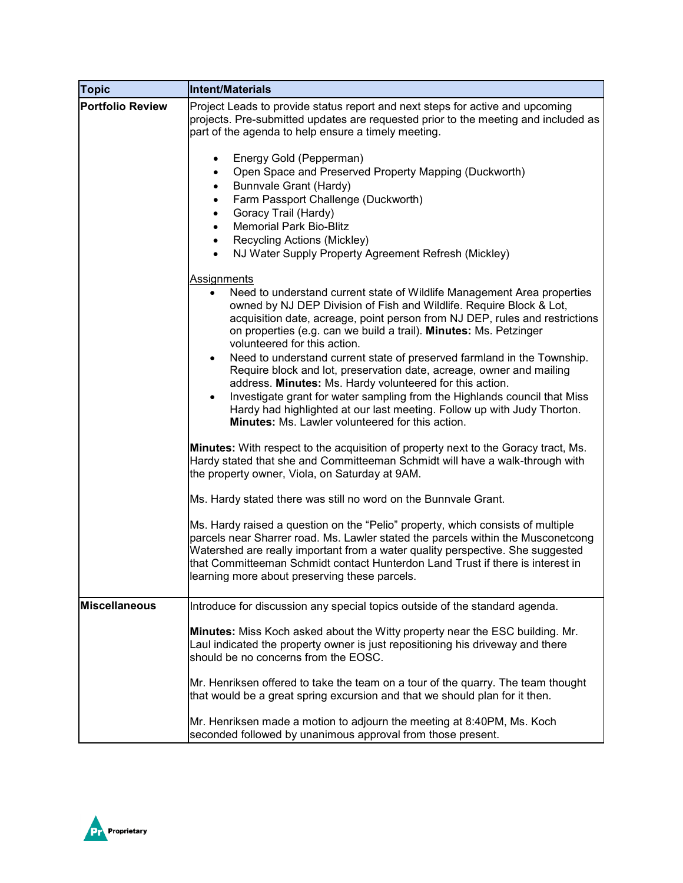| Topic | Intent/Materials |
|---|---|
| **Portfolio Review** | Project Leads to provide status report and next steps for active and upcoming projects. Pre-submitted updates are requested prior to the meeting and included as part of the agenda to help ensure a timely meeting.<br><br>• Energy Gold (Pepperman)<br>• Open Space and Preserved Property Mapping (Duckworth)<br>• Bunnvale Grant (Hardy)<br>• Farm Passport Challenge (Duckworth)<br>• Goracy Trail (Hardy)<br>• Memorial Park Bio-Blitz<br>• Recycling Actions (Mickley)<br>• NJ Water Supply Property Agreement Refresh (Mickley)<br><br>Assignments<br>• Need to understand current state of Wildlife Management Area properties owned by NJ DEP Division of Fish and Wildlife. Require Block & Lot, acquisition date, acreage, point person from NJ DEP, rules and restrictions on properties (e.g. can we build a trail). **Minutes:** Ms. Petzinger volunteered for this action.<br>• Need to understand current state of preserved farmland in the Township. Require block and lot, preservation date, acreage, owner and mailing address. **Minutes:** Ms. Hardy volunteered for this action.<br>• Investigate grant for water sampling from the Highlands council that Miss Hardy had highlighted at our last meeting. Follow up with Judy Thorton. **Minutes:** Ms. Lawler volunteered for this action.<br><br>**Minutes:** With respect to the acquisition of property next to the Goracy tract, Ms. Hardy stated that she and Committeeman Schmidt will have a walk-through with the property owner, Viola, on Saturday at 9AM.<br><br>Ms. Hardy stated there was still no word on the Bunnvale Grant.<br><br>Ms. Hardy raised a question on the "Pelio" property, which consists of multiple parcels near Sharrer road. Ms. Lawler stated the parcels within the Musconetcong Watershed are really important from a water quality perspective. She suggested that Committeeman Schmidt contact Hunterdon Land Trust if there is interest in learning more about preserving these parcels. |
| **Miscellaneous** | Introduce for discussion any special topics outside of the standard agenda.<br><br>**Minutes:** Miss Koch asked about the Witty property near the ESC building. Mr. Laul indicated the property owner is just repositioning his driveway and there should be no concerns from the EOSC.<br><br>Mr. Henriksen offered to take the team on a tour of the quarry. The team thought that would be a great spring excursion and that we should plan for it then.<br><br>Mr. Henriksen made a motion to adjourn the meeting at 8:40PM, Ms. Koch seconded followed by unanimous approval from those present. |